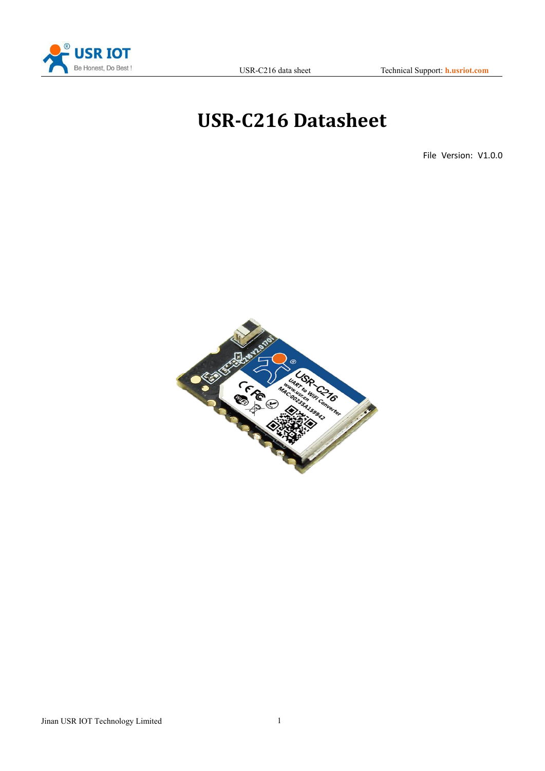# USR-C216 Datasheet

File Version: V1.0.0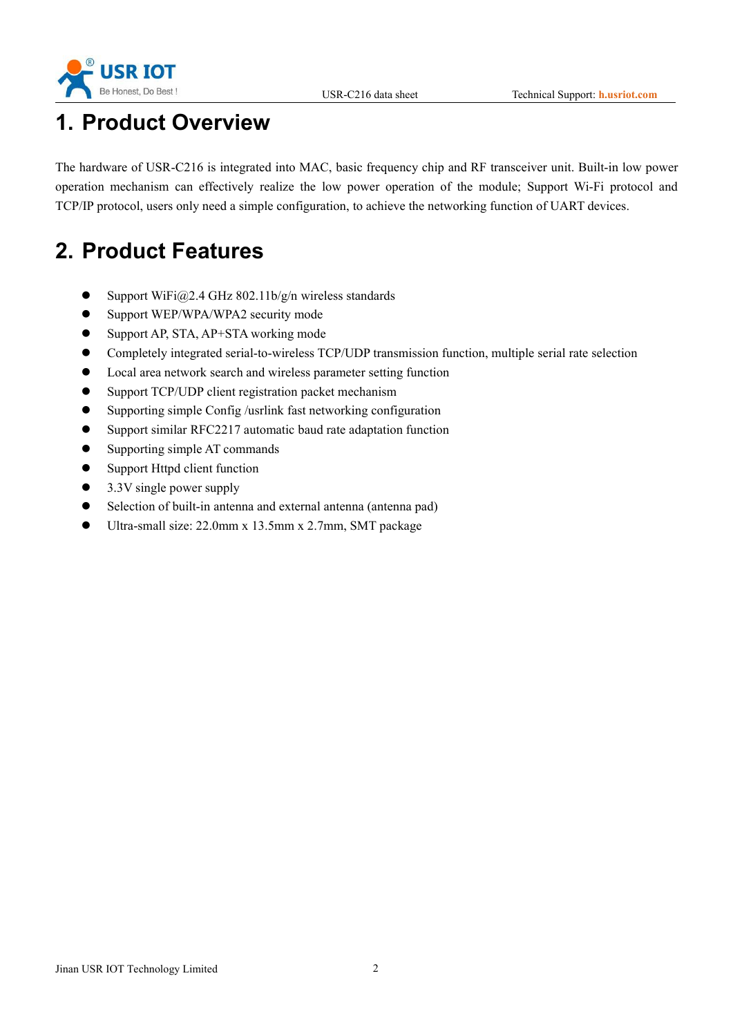# 1. Product Overview

The hardware of USR-C216 is integrated into MAC, basic frequency chip and RF transceiver unit. Built-in low power operation mechanism can effectively realize the low power operation of the module; Support Wi-Fi protocol and TCP/IP protocol, users only need a simple configuration, to achieve the networking function of UART devices.

# 2. Product Features

- Support WiFi@2.4 GHz 802.11b/g/n wireless standards
- Support WEP/WPA/WPA2 security mode
- Support AP, STA, AP+STA working mode
- Completely integrated serial-to-wireless TCP/UDP transmission function, multiple serial rate selection
- Local area network search and wireless parameter setting function
- Support TCP/UDP client registration packet mechanism
- Supporting simple Config /usrlink fast networking configuration
- Support similar RFC2217 automatic baud rate adaptation function
- Supporting simple AT commands
- Support Httpd client function
- 3.3V single power supply
- Selection of built-in antenna and external antenna (antenna pad)
- Ultra-small size: 22.0mm x 13.5mm x 2.7mm, SMT package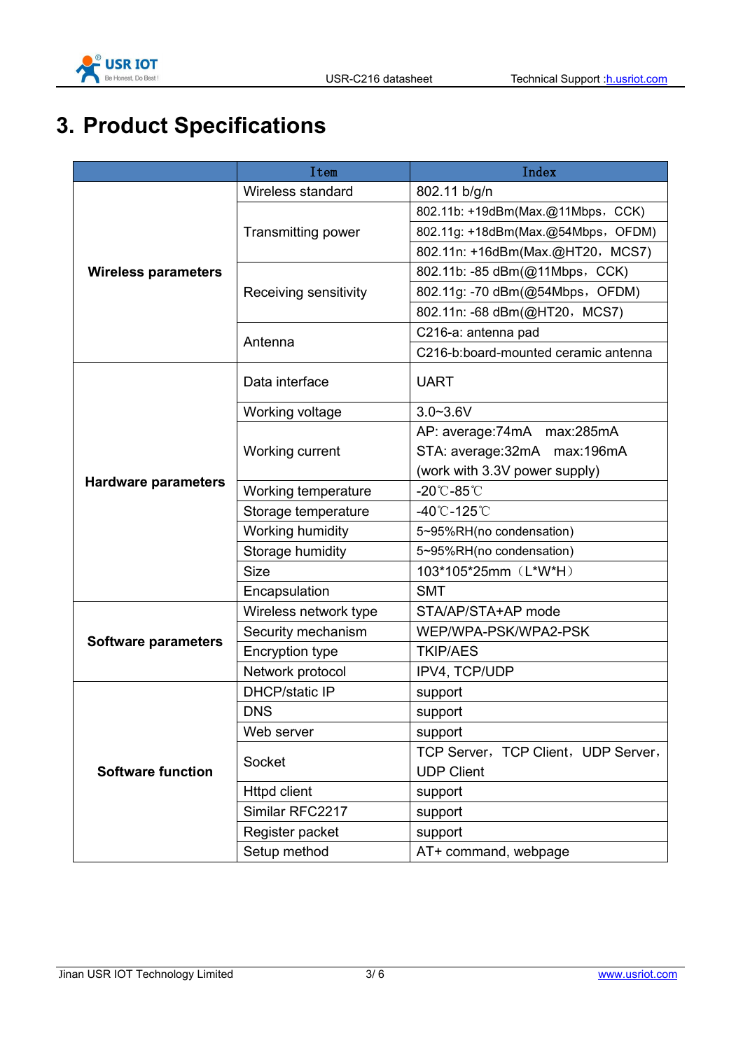# 3. Product Specifications

| | Item | Index |
|---|---|---|
| **Wireless parameters** | Wireless standard | 802.11 b/g/n |
| | Transmitting power | 802.11b: +19dBm(Max.@11Mbps，CCK) |
| | | 802.11g: +18dBm(Max.@54Mbps，OFDM) |
| | | 802.11n: +16dBm(Max.@HT20，MCS7) |
| | Receiving sensitivity | 802.11b: -85 dBm(@11Mbps，CCK) |
| | | 802.11g: -70 dBm(@54Mbps，OFDM) |
| | | 802.11n: -68 dBm(@HT20，MCS7) |
| | Antenna | C216-a: antenna pad |
| | | C216-b:board-mounted ceramic antenna |
| **Hardware parameters** | Data interface | UART |
| | Working voltage | 3.0~3.6V |
| | Working current | AP: average:74mA max:285mA<br>STA: average:32mA max:196mA<br>(work with 3.3V power supply) |
| | Working temperature | -20℃-85℃ |
| | Storage temperature | -40℃-125℃ |
| | Working humidity | 5~95%RH(no condensation) |
| | Storage humidity | 5~95%RH(no condensation) |
| | Size | 103*105*25mm（L*W*H） |
| | Encapsulation | SMT |
| **Software parameters** | Wireless network type | STA/AP/STA+AP mode |
| | Security mechanism | WEP/WPA-PSK/WPA2-PSK |
| | Encryption type | TKIP/AES |
| | Network protocol | IPV4, TCP/UDP |
| **Software function** | DHCP/static IP | support |
| | DNS | support |
| | Web server | support |
| | Socket | TCP Server，TCP Client，UDP Server，UDP Client |
| | Httpd client | support |
| | Similar RFC2217 | support |
| | Register packet | support |
| | Setup method | AT+ command, webpage |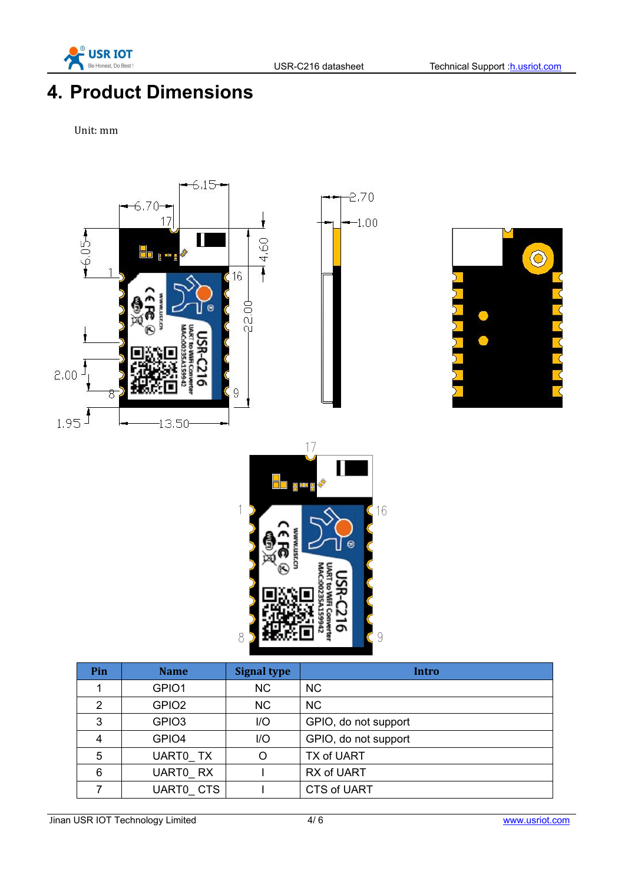# 4. Product Dimensions

Unit: mm

| Pin | Name | Signal type | Intro |
|---|---|---|---|
| 1 | GPIO1 | NC | NC |
| 2 | GPIO2 | NC | NC |
| 3 | GPIO3 | I/O | GPIO, do not support |
| 4 | GPIO4 | I/O | GPIO, do not support |
| 5 | UART0_ TX | O | TX of UART |
| 6 | UART0_ RX | I | RX of UART |
| 7 | UART0_ CTS | I | CTS of UART |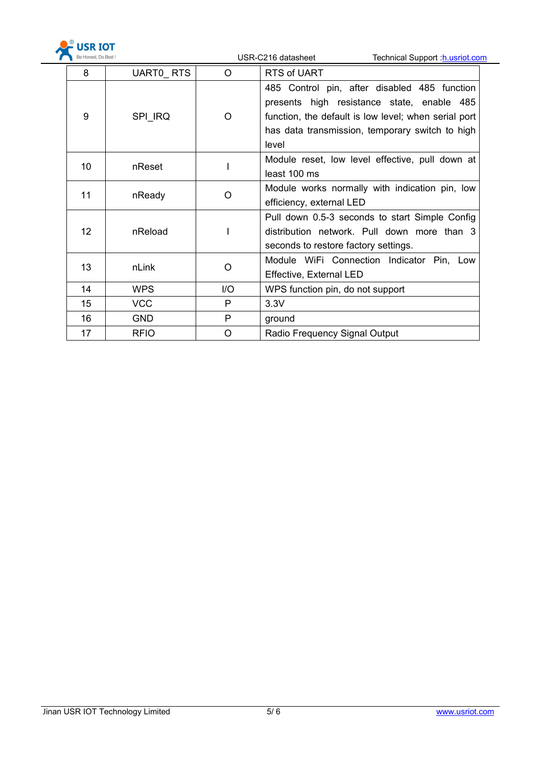| 8 | UART0_ RTS | O | RTS of UART |
|---|---|---|---|
| 9 | SPI_IRQ | O | 485 Control pin, after disabled 485 function presents high resistance state, enable 485 function, the default is low level; when serial port has data transmission, temporary switch to high level |
| 10 | nReset | I | Module reset, low level effective, pull down at least 100 ms |
| 11 | nReady | O | Module works normally with indication pin, low efficiency, external LED |
| 12 | nReload | I | Pull down 0.5-3 seconds to start Simple Config distribution network. Pull down more than 3 seconds to restore factory settings. |
| 13 | nLink | O | Module WiFi Connection Indicator Pin, Low Effective, External LED |
| 14 | WPS | I/O | WPS function pin, do not support |
| 15 | VCC | P | 3.3V |
| 16 | GND | P | ground |
| 17 | RFIO | O | Radio Frequency Signal Output |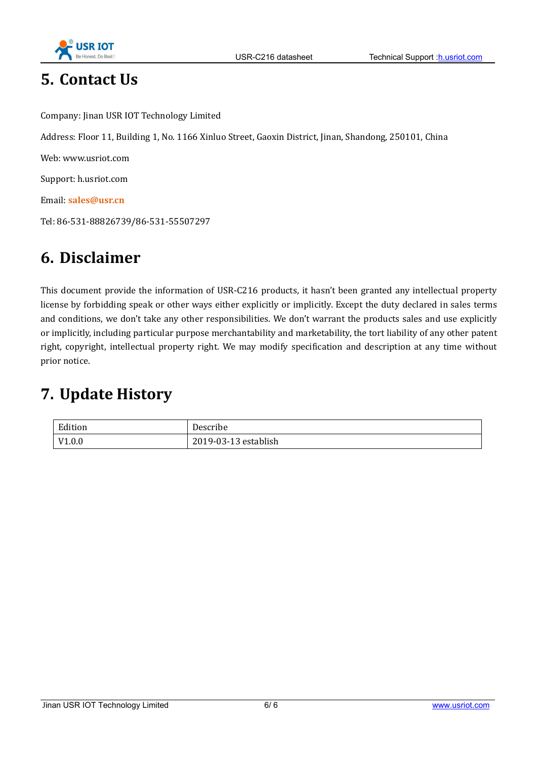# 5. Contact Us

Company: Jinan USR IOT Technology Limited

Address: Floor 11, Building 1, No. 1166 Xinluo Street, Gaoxin District, Jinan, Shandong, 250101, China

Web: www.usriot.com

Support: h.usriot.com

Email: **sales@usr.cn**

Tel: 86-531-88826739/86-531-55507297

# 6. Disclaimer

This document provide the information of USR-C216 products, it hasn't been granted any intellectual property license by forbidding speak or other ways either explicitly or implicitly. Except the duty declared in sales terms and conditions, we don't take any other responsibilities. We don't warrant the products sales and use explicitly or implicitly, including particular purpose merchantability and marketability, the tort liability of any other patent right, copyright, intellectual property right. We may modify specification and description at any time without prior notice.

# 7. Update History

| Edition | Describe |
|---|---|
| V1.0.0 | 2019-03-13 establish |